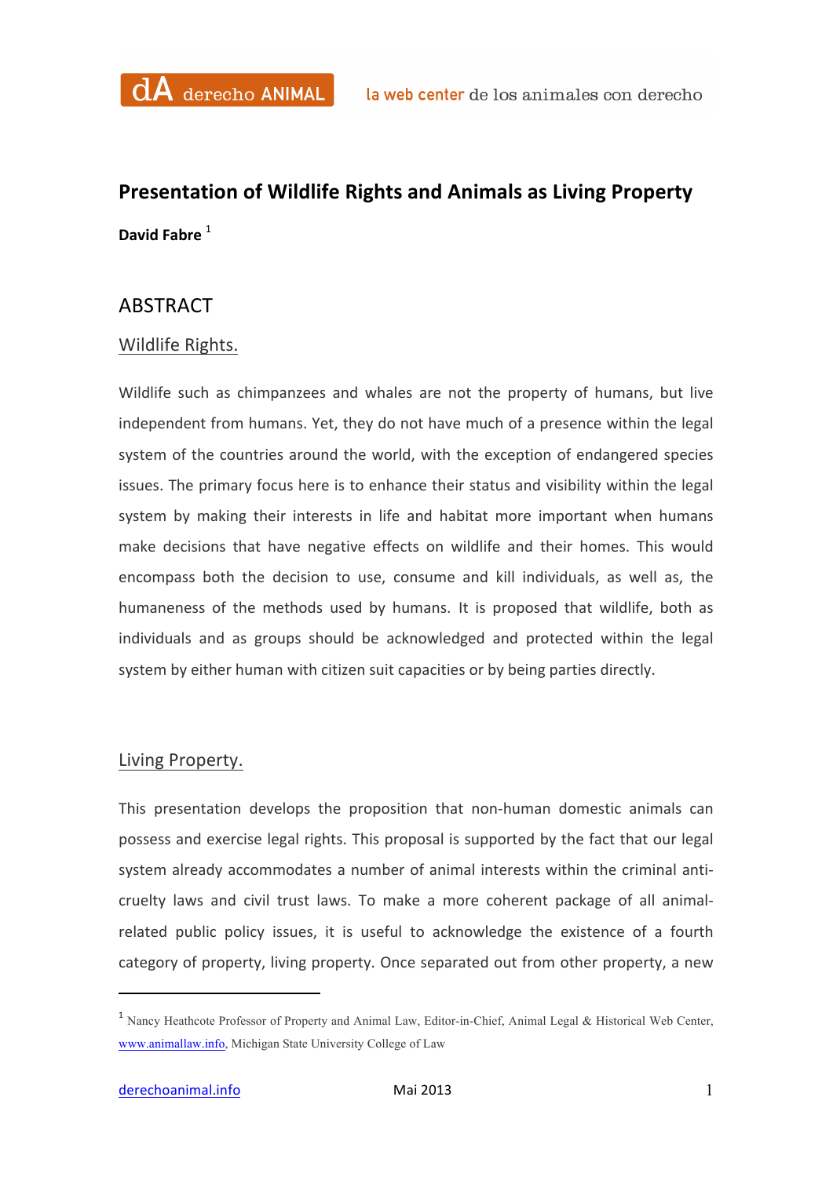# Presentation of Wildlife Rights and Animals as Living Property

**David Fabre** [1]

## ABSTRACT

### Wildlife Rights.

Wildlife such as chimpanzees and whales are not the property of humans, but live independent from humans. Yet, they do not have much of a presence within the legal system of the countries around the world, with the exception of endangered species issues. The primary focus here is to enhance their status and visibility within the legal system by making their interests in life and habitat more important when humans make decisions that have negative effects on wildlife and their homes. This would encompass both the decision to use, consume and kill individuals, as well as, the humaneness of the methods used by humans. It is proposed that wildlife, both as individuals and as groups should be acknowledged and protected within the legal system by either human with citizen suit capacities or by being parties directly.

### Living Property.

This presentation develops the proposition that non-human domestic animals can possess and exercise legal rights. This proposal is supported by the fact that our legal system already accommodates a number of animal interests within the criminal anti-cruelty laws and civil trust laws. To make a more coherent package of all animal-related public policy issues, it is useful to acknowledge the existence of a fourth category of property, living property. Once separated out from other property, a new

---

[1] Nancy Heathcote Professor of Property and Animal Law, Editor-in-Chief, Animal Legal & Historical Web Center, www.animallaw.info, Michigan State University College of Law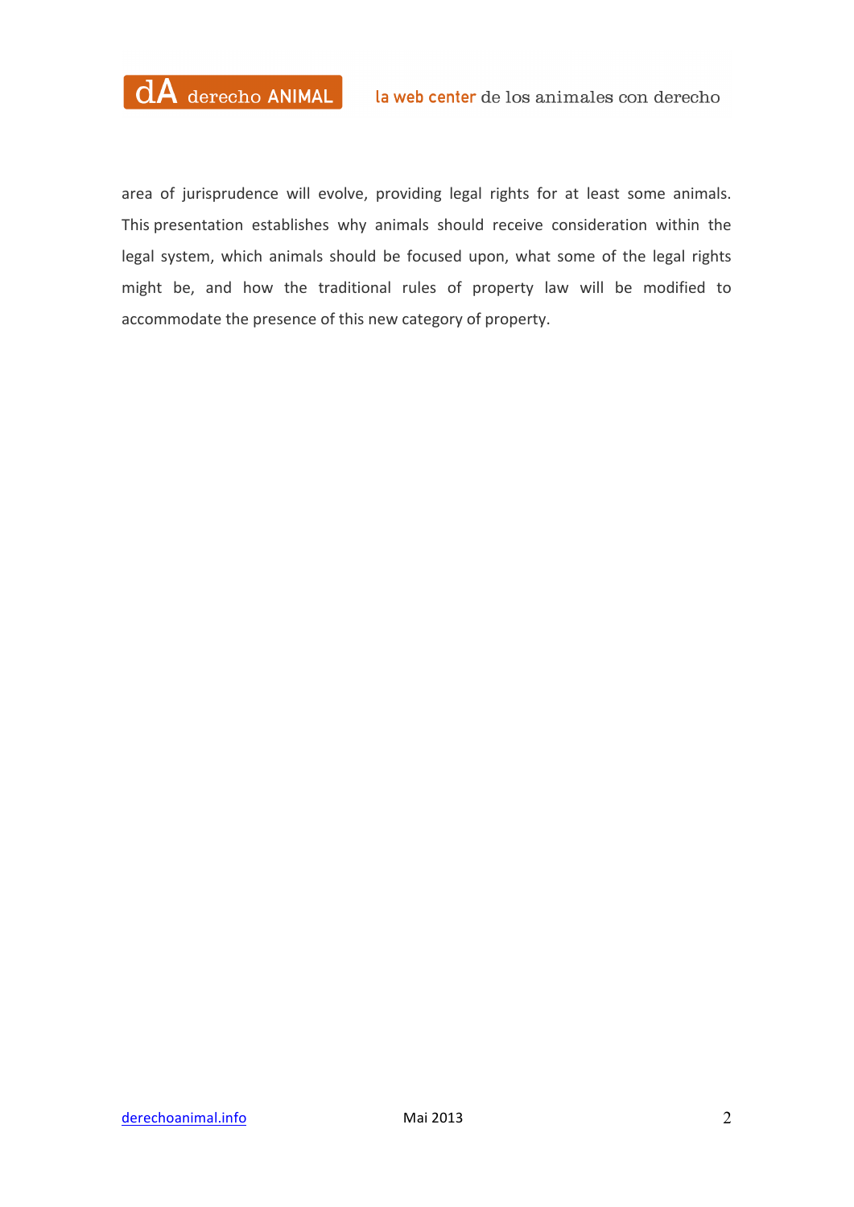area of jurisprudence will evolve, providing legal rights for at least some animals. This presentation establishes why animals should receive consideration within the legal system, which animals should be focused upon, what some of the legal rights might be, and how the traditional rules of property law will be modified to accommodate the presence of this new category of property.